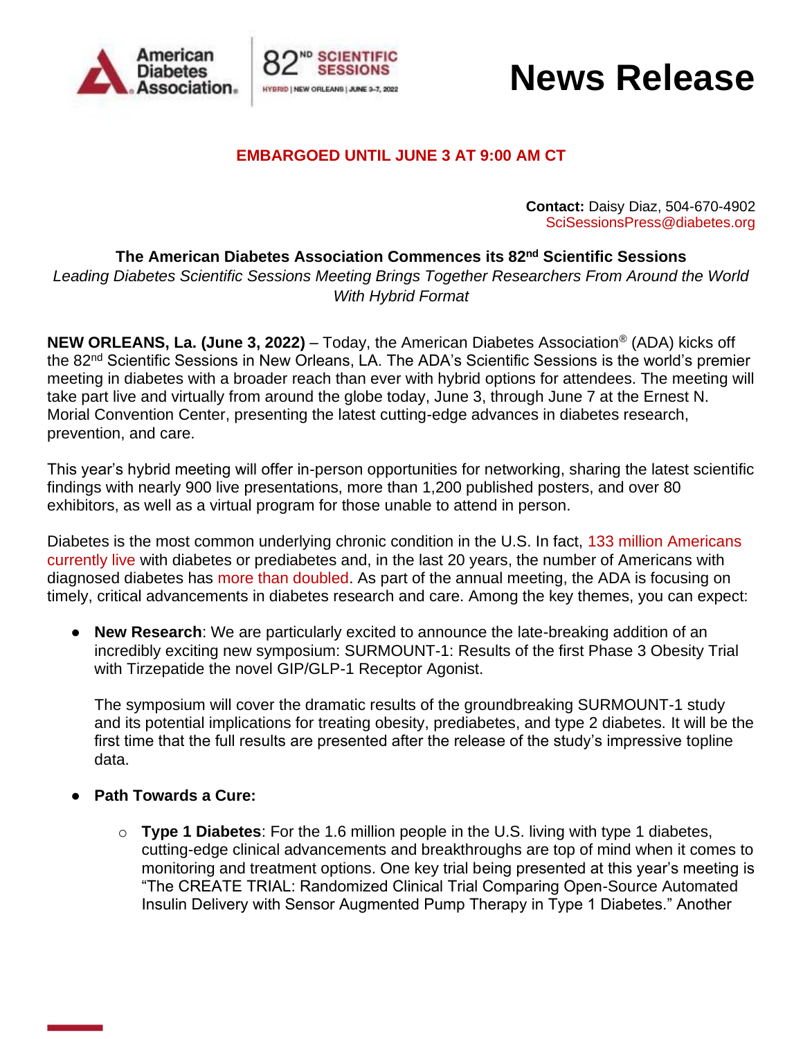American Diabetes Association | 82nd Scientific Sessions | HYBRID | NEW ORLEANS | JUNE 3–7, 2022

# News Release

**EMBARGOED UNTIL JUNE 3 AT 9:00 AM CT**

**Contact:** Daisy Diaz, 504-670-4902
SciSessionsPress@diabetes.org

## The American Diabetes Association Commences its 82nd Scientific Sessions

*Leading Diabetes Scientific Sessions Meeting Brings Together Researchers From Around the World With Hybrid Format*

**NEW ORLEANS, La. (June 3, 2022)** – Today, the American Diabetes Association® (ADA) kicks off the 82nd Scientific Sessions in New Orleans, LA. The ADA's Scientific Sessions is the world's premier meeting in diabetes with a broader reach than ever with hybrid options for attendees. The meeting will take part live and virtually from around the globe today, June 3, through June 7 at the Ernest N. Morial Convention Center, presenting the latest cutting-edge advances in diabetes research, prevention, and care.

This year's hybrid meeting will offer in-person opportunities for networking, sharing the latest scientific findings with nearly 900 live presentations, more than 1,200 published posters, and over 80 exhibitors, as well as a virtual program for those unable to attend in person.

Diabetes is the most common underlying chronic condition in the U.S. In fact, 133 million Americans currently live with diabetes or prediabetes and, in the last 20 years, the number of Americans with diagnosed diabetes has more than doubled. As part of the annual meeting, the ADA is focusing on timely, critical advancements in diabetes research and care. Among the key themes, you can expect:

- **New Research**: We are particularly excited to announce the late-breaking addition of an incredibly exciting new symposium: SURMOUNT-1: Results of the first Phase 3 Obesity Trial with Tirzepatide the novel GIP/GLP-1 Receptor Agonist.

  The symposium will cover the dramatic results of the groundbreaking SURMOUNT-1 study and its potential implications for treating obesity, prediabetes, and type 2 diabetes. It will be the first time that the full results are presented after the release of the study's impressive topline data.

- **Path Towards a Cure:**
  - **Type 1 Diabetes**: For the 1.6 million people in the U.S. living with type 1 diabetes, cutting-edge clinical advancements and breakthroughs are top of mind when it comes to monitoring and treatment options. One key trial being presented at this year's meeting is "The CREATE TRIAL: Randomized Clinical Trial Comparing Open-Source Automated Insulin Delivery with Sensor Augmented Pump Therapy in Type 1 Diabetes." Another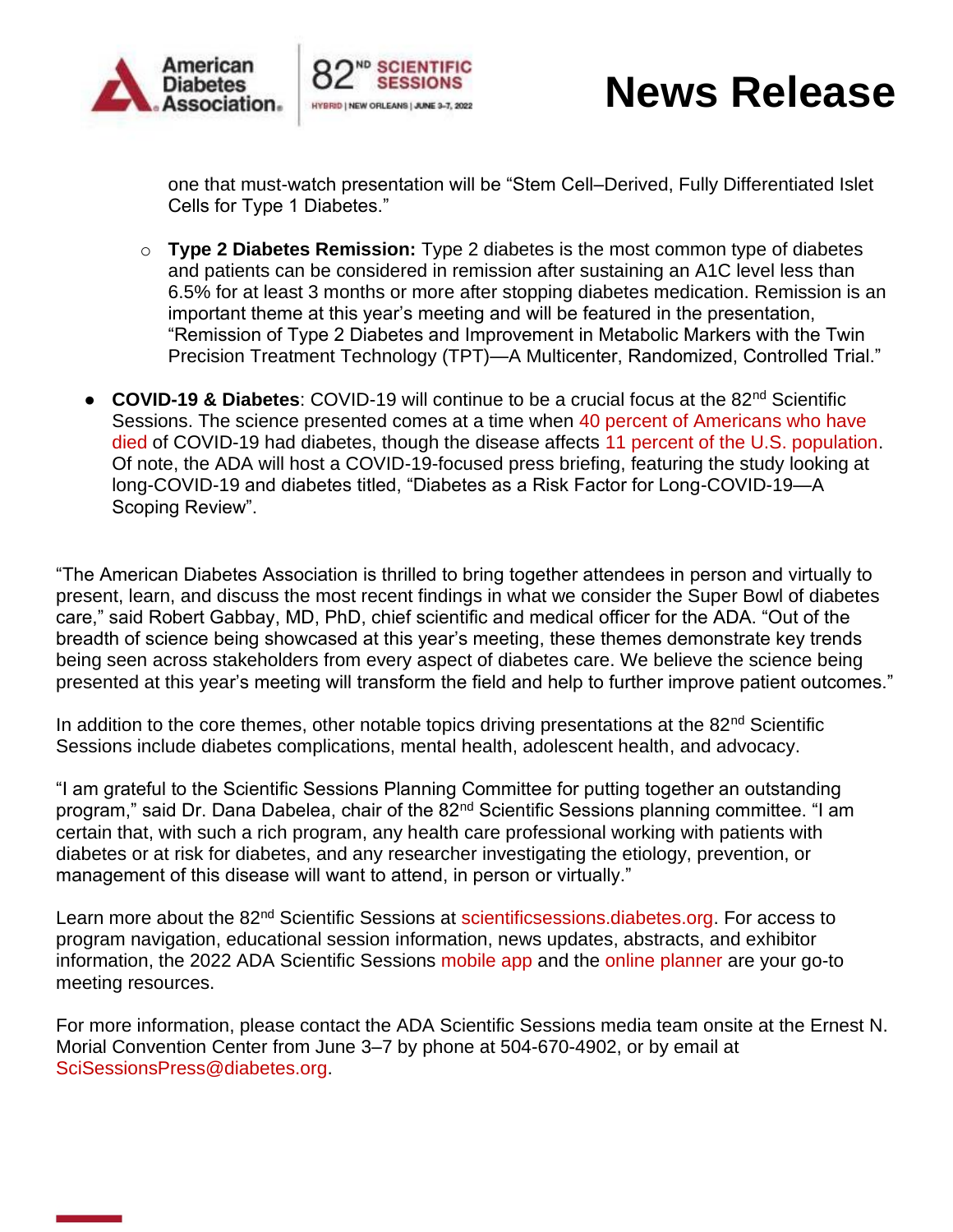one that must-watch presentation will be "Stem Cell–Derived, Fully Differentiated Islet Cells for Type 1 Diabetes."

    - **Type 2 Diabetes Remission:** Type 2 diabetes is the most common type of diabetes and patients can be considered in remission after sustaining an A1C level less than 6.5% for at least 3 months or more after stopping diabetes medication. Remission is an important theme at this year's meeting and will be featured in the presentation, "Remission of Type 2 Diabetes and Improvement in Metabolic Markers with the Twin Precision Treatment Technology (TPT)—A Multicenter, Randomized, Controlled Trial."

- **COVID-19 & Diabetes**: COVID-19 will continue to be a crucial focus at the 82nd Scientific Sessions. The science presented comes at a time when 40 percent of Americans who have died of COVID-19 had diabetes, though the disease affects 11 percent of the U.S. population. Of note, the ADA will host a COVID-19-focused press briefing, featuring the study looking at long-COVID-19 and diabetes titled, "Diabetes as a Risk Factor for Long-COVID-19—A Scoping Review".

"The American Diabetes Association is thrilled to bring together attendees in person and virtually to present, learn, and discuss the most recent findings in what we consider the Super Bowl of diabetes care," said Robert Gabbay, MD, PhD, chief scientific and medical officer for the ADA. "Out of the breadth of science being showcased at this year's meeting, these themes demonstrate key trends being seen across stakeholders from every aspect of diabetes care. We believe the science being presented at this year's meeting will transform the field and help to further improve patient outcomes."

In addition to the core themes, other notable topics driving presentations at the 82nd Scientific Sessions include diabetes complications, mental health, adolescent health, and advocacy.

"I am grateful to the Scientific Sessions Planning Committee for putting together an outstanding program," said Dr. Dana Dabelea, chair of the 82nd Scientific Sessions planning committee. "I am certain that, with such a rich program, any health care professional working with patients with diabetes or at risk for diabetes, and any researcher investigating the etiology, prevention, or management of this disease will want to attend, in person or virtually."

Learn more about the 82nd Scientific Sessions at scientificsessions.diabetes.org. For access to program navigation, educational session information, news updates, abstracts, and exhibitor information, the 2022 ADA Scientific Sessions mobile app and the online planner are your go-to meeting resources.

For more information, please contact the ADA Scientific Sessions media team onsite at the Ernest N. Morial Convention Center from June 3–7 by phone at 504-670-4902, or by email at SciSessionsPress@diabetes.org.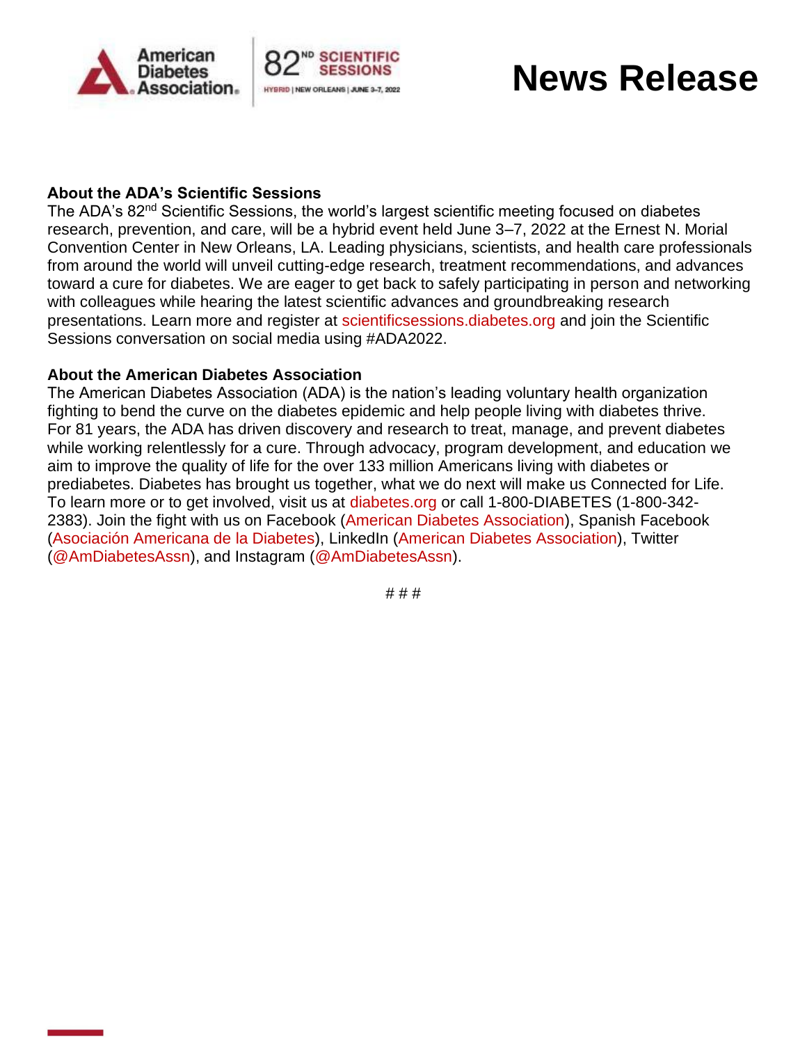**About the ADA's Scientific Sessions**

The ADA's 82nd Scientific Sessions, the world's largest scientific meeting focused on diabetes research, prevention, and care, will be a hybrid event held June 3–7, 2022 at the Ernest N. Morial Convention Center in New Orleans, LA. Leading physicians, scientists, and health care professionals from around the world will unveil cutting-edge research, treatment recommendations, and advances toward a cure for diabetes. We are eager to get back to safely participating in person and networking with colleagues while hearing the latest scientific advances and groundbreaking research presentations. Learn more and register at scientificsessions.diabetes.org and join the Scientific Sessions conversation on social media using #ADA2022.

**About the American Diabetes Association**

The American Diabetes Association (ADA) is the nation's leading voluntary health organization fighting to bend the curve on the diabetes epidemic and help people living with diabetes thrive. For 81 years, the ADA has driven discovery and research to treat, manage, and prevent diabetes while working relentlessly for a cure. Through advocacy, program development, and education we aim to improve the quality of life for the over 133 million Americans living with diabetes or prediabetes. Diabetes has brought us together, what we do next will make us Connected for Life. To learn more or to get involved, visit us at diabetes.org or call 1-800-DIABETES (1-800-342-2383). Join the fight with us on Facebook (American Diabetes Association), Spanish Facebook (Asociación Americana de la Diabetes), LinkedIn (American Diabetes Association), Twitter (@AmDiabetesAssn), and Instagram (@AmDiabetesAssn).

# # #